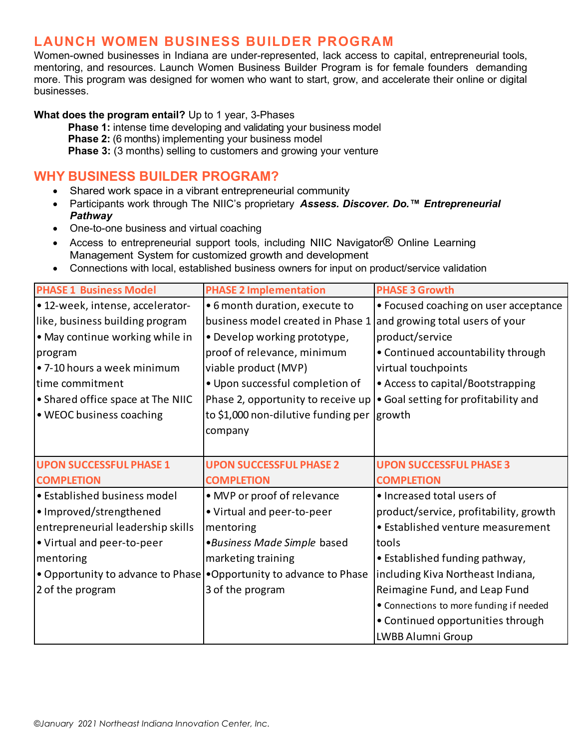# LAUNCH WOMEN BUSINESS BUILDER PROGRAM

Women-owned businesses in Indiana are under-represented, lack access to capital, entrepreneurial tools, mentoring, and resources. Launch Women Business Builder Program is for female founders demanding more. This program was designed for women who want to start, grow, and accelerate their online or digital businesses.

**What does the program entail?** Up to 1 year, 3-Phases

- **Phase 1:** intense time developing and validating your business model
- **Phase 2:** (6 months) implementing your business model
- **Phase 3:** (3 months) selling to customers and growing your venture

## WHY BUSINESS BUILDER PROGRAM?

- Shared work space in a vibrant entrepreneurial community
- Participants work through The NIIC's proprietary ***Assess. Discover. Do.™ Entrepreneurial Pathway***
- One-to-one business and virtual coaching
- Access to entrepreneurial support tools, including NIIC Navigator® Online Learning Management System for customized growth and development
- Connections with local, established business owners for input on product/service validation

| PHASE 1 Business Model | PHASE 2 Implementation | PHASE 3 Growth |
|---|---|---|
| • 12-week, intense, accelerator-like, business building program<br>• May continue working while in program<br>• 7-10 hours a week minimum time commitment<br>• Shared office space at The NIIC<br>• WEOC business coaching | • 6 month duration, execute to business model created in Phase 1<br>• Develop working prototype, proof of relevance, minimum viable product (MVP)<br>• Upon successful completion of Phase 2, opportunity to receive up to $1,000 non-dilutive funding per company | • Focused coaching on user acceptance and growing total users of your product/service<br>• Continued accountability through virtual touchpoints<br>• Access to capital/Bootstrapping<br>• Goal setting for profitability and growth |
| **UPON SUCCESSFUL PHASE 1 COMPLETION** | **UPON SUCCESSFUL PHASE 2 COMPLETION** | **UPON SUCCESSFUL PHASE 3 COMPLETION** |
| • Established business model<br>• Improved/strengthened entrepreneurial leadership skills<br>• Virtual and peer-to-peer mentoring<br>• Opportunity to advance to Phase 2 of the program | • MVP or proof of relevance<br>• Virtual and peer-to-peer mentoring<br>• *Business Made Simple* based marketing training<br>• Opportunity to advance to Phase 3 of the program | • Increased total users of product/service, profitability, growth<br>• Established venture measurement tools<br>• Established funding pathway, including Kiva Northeast Indiana, Reimagine Fund, and Leap Fund<br>• Connections to more funding if needed<br>• Continued opportunities through LWBB Alumni Group |

©January 2021 Northeast Indiana Innovation Center, Inc.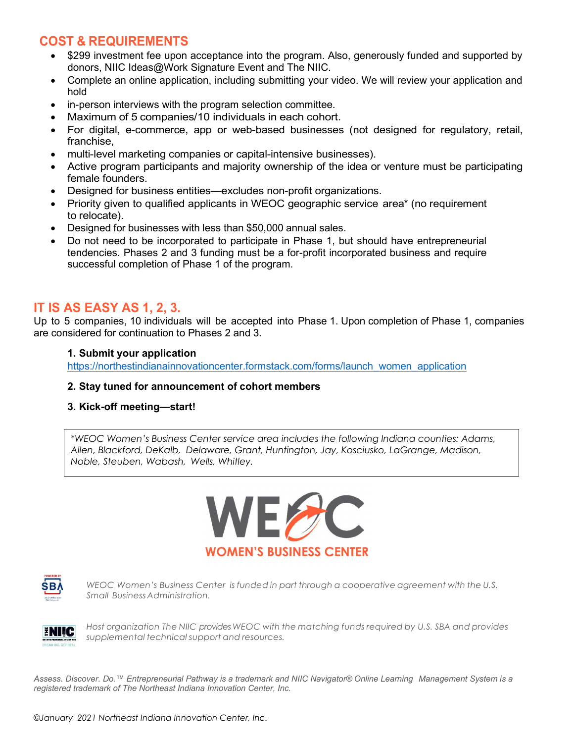## COST & REQUIREMENTS

- $299 investment fee upon acceptance into the program. Also, generously funded and supported by donors, NIIC Ideas@Work Signature Event and The NIIC.
- Complete an online application, including submitting your video. We will review your application and hold
- in-person interviews with the program selection committee.
- Maximum of 5 companies/10 individuals in each cohort.
- For digital, e-commerce, app or web-based businesses (not designed for regulatory, retail, franchise,
- multi-level marketing companies or capital-intensive businesses).
- Active program participants and majority ownership of the idea or venture must be participating female founders.
- Designed for business entities—excludes non-profit organizations.
- Priority given to qualified applicants in WEOC geographic service area* (no requirement to relocate).
- Designed for businesses with less than $50,000 annual sales.
- Do not need to be incorporated to participate in Phase 1, but should have entrepreneurial tendencies. Phases 2 and 3 funding must be a for-profit incorporated business and require successful completion of Phase 1 of the program.

## IT IS AS EASY AS 1, 2, 3.

Up to 5 companies, 10 individuals will be accepted into Phase 1. Upon completion of Phase 1, companies are considered for continuation to Phases 2 and 3.

**1. Submit your application**
https://northestindianainnovationcenter.formstack.com/forms/launch_women_application

**2. Stay tuned for announcement of cohort members**

**3. Kick-off meeting—start!**

*\*WEOC Women's Business Center service area includes the following Indiana counties: Adams, Allen, Blackford, DeKalb, Delaware, Grant, Huntington, Jay, Kosciusko, LaGrange, Madison, Noble, Steuben, Wabash, Wells, Whitley.*

WEOC
WOMEN'S BUSINESS CENTER

*WEOC Women's Business Center is funded in part through a cooperative agreement with the U.S. Small Business Administration.*

*Host organization The NIIC provides WEOC with the matching funds required by U.S. SBA and provides supplemental technical support and resources.*

*Assess. Discover. Do.™ Entrepreneurial Pathway is a trademark and NIIC Navigator® Online Learning Management System is a registered trademark of The Northeast Indiana Innovation Center, Inc.*

*©January 2021 Northeast Indiana Innovation Center, Inc.*